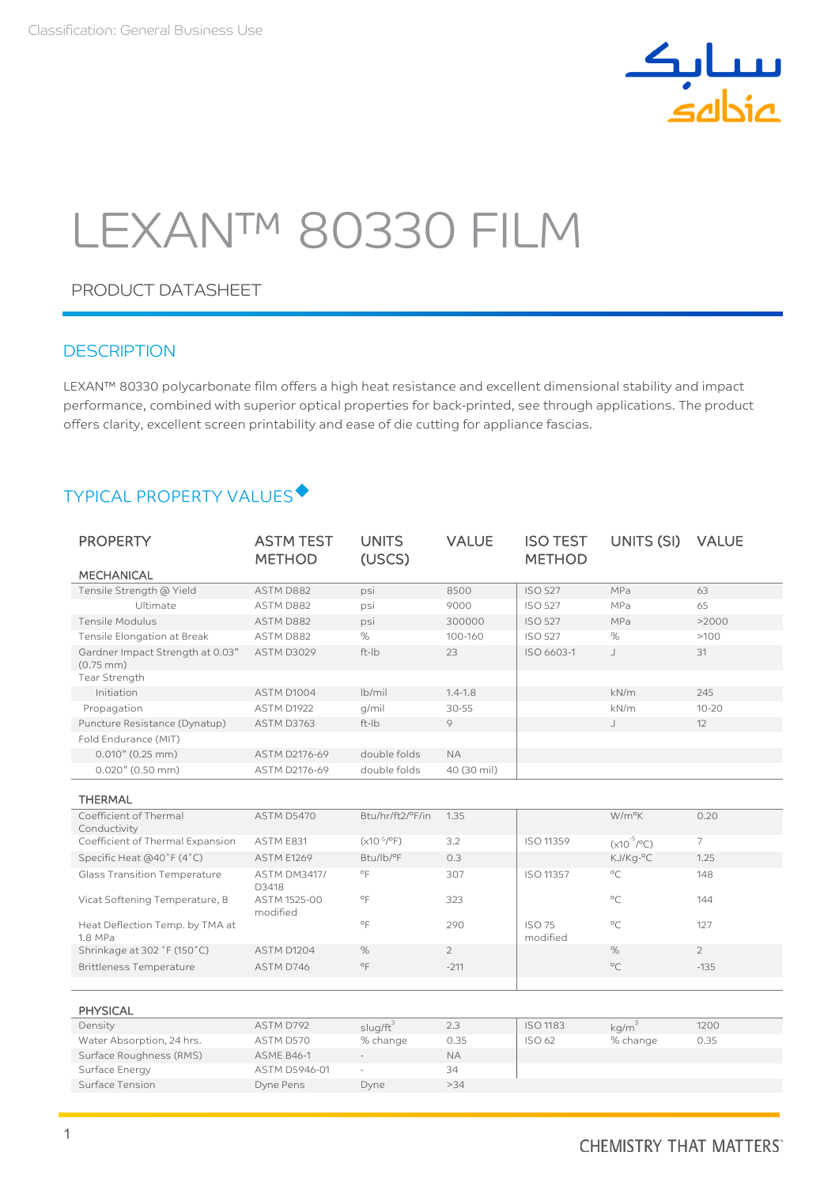Classification: General Business Use

# LEXAN™ 80330 FILM

## PRODUCT DATASHEET

## DESCRIPTION

LEXAN™ 80330 polycarbonate film offers a high heat resistance and excellent dimensional stability and impact performance, combined with superior optical properties for back-printed, see through applications. The product offers clarity, excellent screen printability and ease of die cutting for appliance fascias.

## TYPICAL PROPERTY VALUES◆

| PROPERTY | ASTM TEST METHOD | UNITS (USCS) | VALUE | ISO TEST METHOD | UNITS (SI) | VALUE |
|---|---|---|---|---|---|---|
| **MECHANICAL** | | | | | | |
| Tensile Strength @ Yield | ASTM D882 | psi | 8500 | ISO 527 | MPa | 63 |
| Ultimate | ASTM D882 | psi | 9000 | ISO 527 | MPa | 65 |
| Tensile Modulus | ASTM D882 | psi | 300000 | ISO 527 | MPa | >2000 |
| Tensile Elongation at Break | ASTM D882 | % | 100-160 | ISO 527 | % | >100 |
| Gardner Impact Strength at 0.03" (0.75 mm) | ASTM D3029 | ft-lb | 23 | ISO 6603-1 | J | 31 |
| Tear Strength | | | | | | |
| Initiation | ASTM D1004 | lb/mil | 1.4-1.8 | | kN/m | 245 |
| Propagation | ASTM D1922 | g/mil | 30-55 | | kN/m | 10-20 |
| Puncture Resistance (Dynatup) | ASTM D3763 | ft-lb | 9 | | J | 12 |
| Fold Endurance (MIT) | | | | | | |
| 0.010" (0.25 mm) | ASTM D2176-69 | double folds | NA | | | |
| 0.020" (0.50 mm) | ASTM D2176-69 | double folds | 40 (30 mil) | | | |
| **THERMAL** | | | | | | |
| Coefficient of Thermal Conductivity | ASTM D5470 | Btu/hr/ft2/°F/in | 1.35 | | W/m°K | 0.20 |
| Coefficient of Thermal Expansion | ASTM E831 | ($x10^{-5}$/°F) | 3.2 | ISO 11359 | ($x10^{-5}$/°C) | 7 |
| Specific Heat @40˚F (4˚C) | ASTM E1269 | Btu/lb/°F | 0.3 | | KJ/Kg-°C | 1.25 |
| Glass Transition Temperature | ASTM DM3417/ D3418 | °F | 307 | ISO 11357 | °C | 148 |
| Vicat Softening Temperature, B | ASTM 1525-00 modified | °F | 323 | | °C | 144 |
| Heat Deflection Temp. by TMA at 1.8 MPa | | °F | 290 | ISO 75 modified | °C | 127 |
| Shrinkage at 302 ˚F (150˚C) | ASTM D1204 | % | 2 | | % | 2 |
| Brittleness Temperature | ASTM D746 | °F | -211 | | °C | -135 |
| **PHYSICAL** | | | | | | |
| Density | ASTM D792 | slug/ft$^3$ | 2.3 | ISO 1183 | kg/m$^3$ | 1200 |
| Water Absorption, 24 hrs. | ASTM D570 | % change | 0.35 | ISO 62 | % change | 0.35 |
| Surface Roughness (RMS) | ASME B46-1 | - | NA | | | |
| Surface Energy | ASTM D5946-01 | - | 34 | | | |
| Surface Tension | Dyne Pens | Dyne | >34 | | | |

CHEMISTRY THAT MATTERS™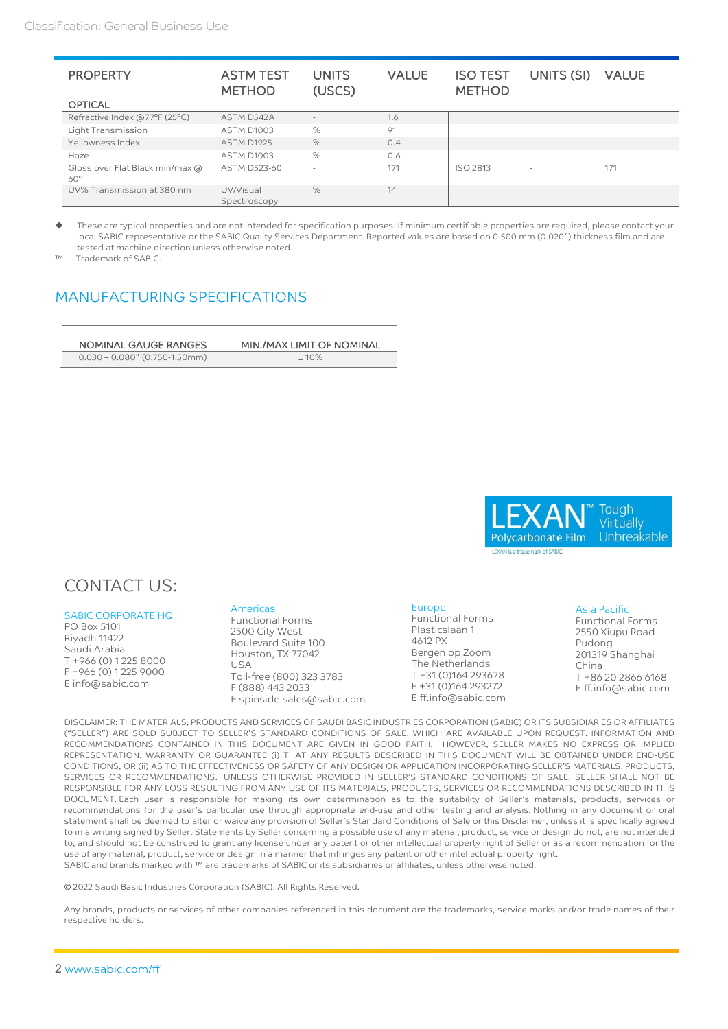Classification: General Business Use

| PROPERTY | ASTM TEST METHOD | UNITS (USCS) | VALUE | ISO TEST METHOD | UNITS (SI) | VALUE |
|---|---|---|---|---|---|---|
| **OPTICAL** | | | | | | |
| Refractive Index @77°F (25°C) | ASTM D542A | - | 1.6 | | | |
| Light Transmission | ASTM D1003 | % | 91 | | | |
| Yellowness Index | ASTM D1925 | % | 0.4 | | | |
| Haze | ASTM D1003 | % | 0.6 | | | |
| Gloss over Flat Black min/max @ 60° | ASTM D523-60 | - | 171 | ISO 2813 | - | 171 |
| UV% Transmission at 380 nm | UV/Visual Spectroscopy | % | 14 | | | |

◆ These are typical properties and are not intended for specification purposes. If minimum certifiable properties are required, please contact your local SABIC representative or the SABIC Quality Services Department. Reported values are based on 0.500 mm (0.020") thickness film and are tested at machine direction unless otherwise noted.

™ Trademark of SABIC.

## MANUFACTURING SPECIFICATIONS

| NOMINAL GAUGE RANGES | MIN./MAX LIMIT OF NOMINAL |
|---|---|
| 0.030 – 0.080" (0.750-1.50mm) | ± 10% |

LEXAN™ Polycarbonate Film — Tough Virtually Unbreakable

LEXAN is a trademark of SABIC

## CONTACT US:

**SABIC CORPORATE HQ**
PO Box 5101
Riyadh 11422
Saudi Arabia
T +966 (0) 1 225 8000
F +966 (0) 1 225 9000
E info@sabic.com

**Americas**
Functional Forms
2500 City West
Boulevard Suite 100
Houston, TX 77042
USA
Toll-free (800) 323 3783
F (888) 443 2033
E spinside.sales@sabic.com

**Europe**
Functional Forms
Plasticslaan 1
4612 PX
Bergen op Zoom
The Netherlands
T +31 (0)164 293678
F +31 (0)164 293272
E ff.info@sabic.com

**Asia Pacific**
Functional Forms
2550 Xiupu Road
Pudong
201319 Shanghai
China
T +86 20 2866 6168
E ff.info@sabic.com

DISCLAIMER: THE MATERIALS, PRODUCTS AND SERVICES OF SAUDI BASIC INDUSTRIES CORPORATION (SABIC) OR ITS SUBSIDIARIES OR AFFILIATES ("SELLER") ARE SOLD SUBJECT TO SELLER'S STANDARD CONDITIONS OF SALE, WHICH ARE AVAILABLE UPON REQUEST. INFORMATION AND RECOMMENDATIONS CONTAINED IN THIS DOCUMENT ARE GIVEN IN GOOD FAITH. HOWEVER, SELLER MAKES NO EXPRESS OR IMPLIED REPRESENTATION, WARRANTY OR GUARANTEE (i) THAT ANY RESULTS DESCRIBED IN THIS DOCUMENT WILL BE OBTAINED UNDER END-USE CONDITIONS, OR (ii) AS TO THE EFFECTIVENESS OR SAFETY OF ANY DESIGN OR APPLICATION INCORPORATING SELLER'S MATERIALS, PRODUCTS, SERVICES OR RECOMMENDATIONS. UNLESS OTHERWISE PROVIDED IN SELLER'S STANDARD CONDITIONS OF SALE, SELLER SHALL NOT BE RESPONSIBLE FOR ANY LOSS RESULTING FROM ANY USE OF ITS MATERIALS, PRODUCTS, SERVICES OR RECOMMENDATIONS DESCRIBED IN THIS DOCUMENT. Each user is responsible for making its own determination as to the suitability of Seller's materials, products, services or recommendations for the user's particular use through appropriate end-use and other testing and analysis. Nothing in any document or oral statement shall be deemed to alter or waive any provision of Seller's Standard Conditions of Sale or this Disclaimer, unless it is specifically agreed to in a writing signed by Seller. Statements by Seller concerning a possible use of any material, product, service or design do not, are not intended to, and should not be construed to grant any license under any patent or other intellectual property right of Seller or as a recommendation for the use of any material, product, service or design in a manner that infringes any patent or other intellectual property right.
SABIC and brands marked with ™ are trademarks of SABIC or its subsidiaries or affiliates, unless otherwise noted.

© 2022 Saudi Basic Industries Corporation (SABIC). All Rights Reserved.

Any brands, products or services of other companies referenced in this document are the trademarks, service marks and/or trade names of their respective holders.

www.sabic.com/ff